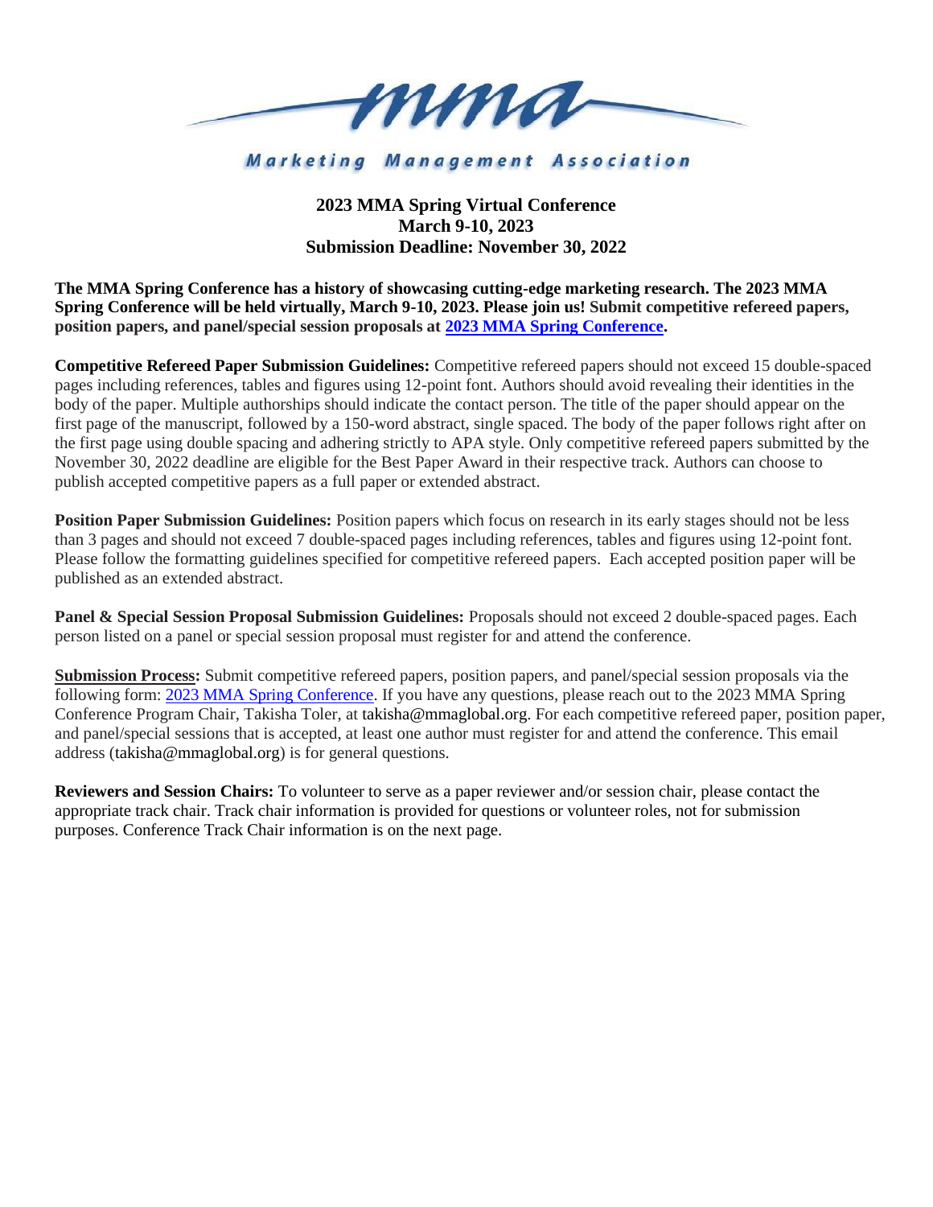Marketing Management Association

# 2023 MMA Spring Virtual Conference
## March 9-10, 2023
## Submission Deadline: November 30, 2022

**The MMA Spring Conference has a history of showcasing cutting-edge marketing research. The 2023 MMA Spring Conference will be held virtually, March 9-10, 2023. Please join us! Submit competitive refereed papers, position papers, and panel/special session proposals at 2023 MMA Spring Conference.**

**Competitive Refereed Paper Submission Guidelines:** Competitive refereed papers should not exceed 15 double-spaced pages including references, tables and figures using 12-point font. Authors should avoid revealing their identities in the body of the paper. Multiple authorships should indicate the contact person. The title of the paper should appear on the first page of the manuscript, followed by a 150-word abstract, single spaced. The body of the paper follows right after on the first page using double spacing and adhering strictly to APA style. Only competitive refereed papers submitted by the November 30, 2022 deadline are eligible for the Best Paper Award in their respective track. Authors can choose to publish accepted competitive papers as a full paper or extended abstract.

**Position Paper Submission Guidelines:** Position papers which focus on research in its early stages should not be less than 3 pages and should not exceed 7 double-spaced pages including references, tables and figures using 12-point font. Please follow the formatting guidelines specified for competitive refereed papers. Each accepted position paper will be published as an extended abstract.

**Panel & Special Session Proposal Submission Guidelines:** Proposals should not exceed 2 double-spaced pages. Each person listed on a panel or special session proposal must register for and attend the conference.

**Submission Process:** Submit competitive refereed papers, position papers, and panel/special session proposals via the following form: 2023 MMA Spring Conference. If you have any questions, please reach out to the 2023 MMA Spring Conference Program Chair, Takisha Toler, at takisha@mmaglobal.org. For each competitive refereed paper, position paper, and panel/special sessions that is accepted, at least one author must register for and attend the conference. This email address (takisha@mmaglobal.org) is for general questions.

**Reviewers and Session Chairs:** To volunteer to serve as a paper reviewer and/or session chair, please contact the appropriate track chair. Track chair information is provided for questions or volunteer roles, not for submission purposes. Conference Track Chair information is on the next page.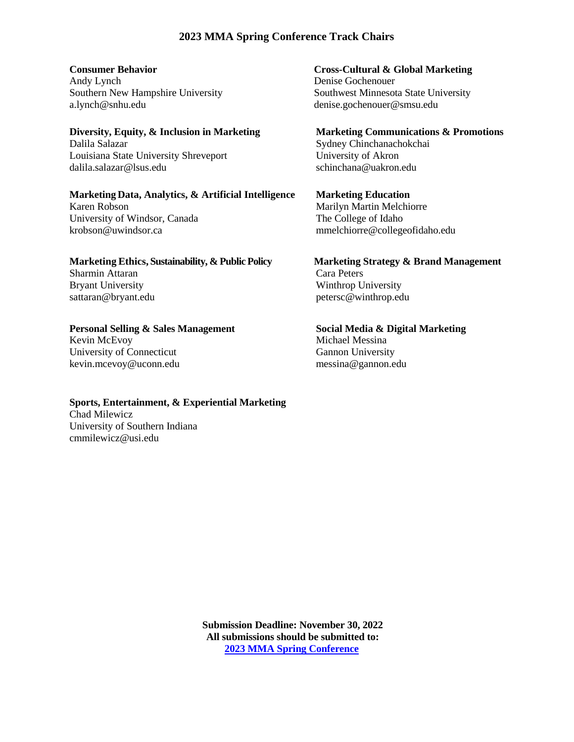# 2023 MMA Spring Conference Track Chairs

**Consumer Behavior**
Andy Lynch
Southern New Hampshire University
a.lynch@snhu.edu

**Cross-Cultural & Global Marketing**
Denise Gochenouer
Southwest Minnesota State University
denise.gochenouer@smsu.edu

**Diversity, Equity, & Inclusion in Marketing**
Dalila Salazar
Louisiana State University Shreveport
dalila.salazar@lsus.edu

**Marketing Communications & Promotions**
Sydney Chinchanachokchai
University of Akron
schinchana@uakron.edu

**Marketing Data, Analytics, & Artificial Intelligence**
Karen Robson
University of Windsor, Canada
krobson@uwindsor.ca

**Marketing Education**
Marilyn Martin Melchiorre
The College of Idaho
mmelchiorre@collegeofidaho.edu

**Marketing Ethics, Sustainability, & Public Policy**
Sharmin Attaran
Bryant University
sattaran@bryant.edu

**Marketing Strategy & Brand Management**
Cara Peters
Winthrop University
petersc@winthrop.edu

**Personal Selling & Sales Management**
Kevin McEvoy
University of Connecticut
kevin.mcevoy@uconn.edu

**Social Media & Digital Marketing**
Michael Messina
Gannon University
messina@gannon.edu

**Sports, Entertainment, & Experiential Marketing**
Chad Milewicz
University of Southern Indiana
cmmilewicz@usi.edu

**Submission Deadline: November 30, 2022**
**All submissions should be submitted to:**
**2023 MMA Spring Conference**